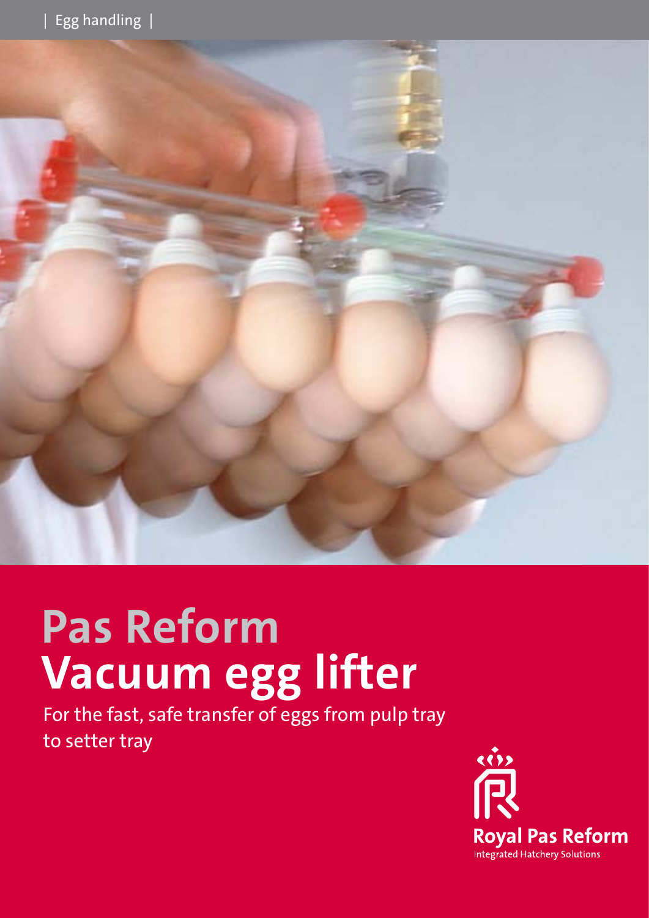| Egg handling |

# Pas Reform
# Vacuum egg lifter

For the fast, safe transfer of eggs from pulp tray to setter tray

Royal Pas Reform
Integrated Hatchery Solutions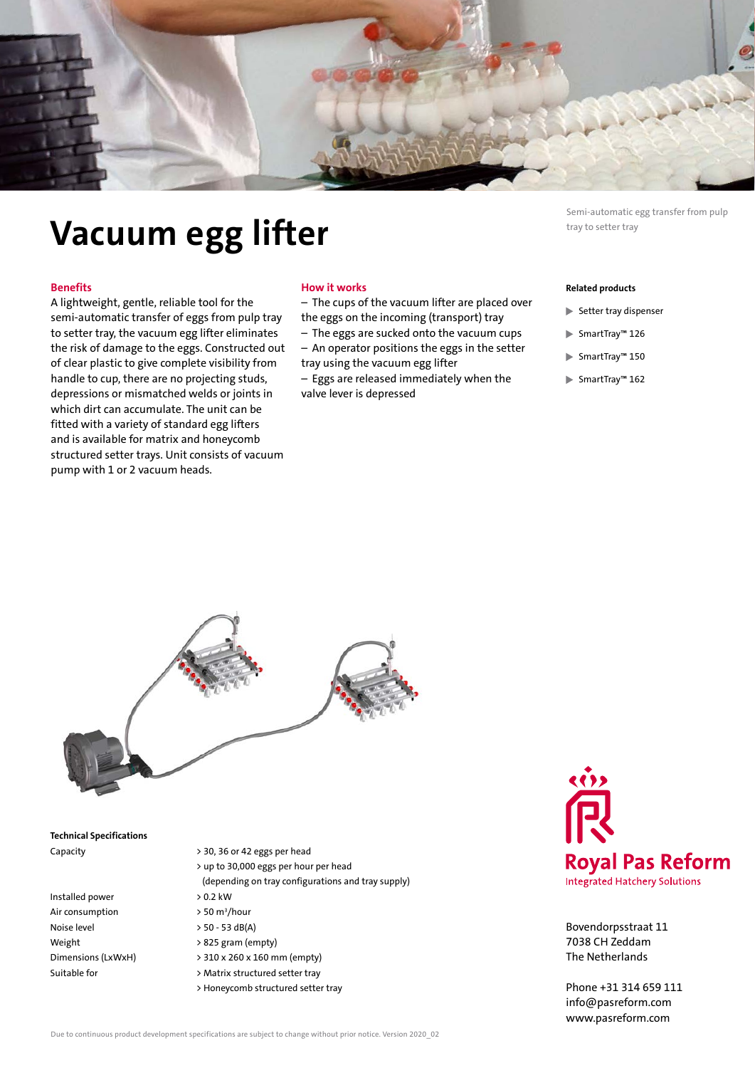# Vacuum egg lifter

Semi-automatic egg transfer from pulp tray to setter tray

### Benefits

A lightweight, gentle, reliable tool for the semi-automatic transfer of eggs from pulp tray to setter tray, the vacuum egg lifter eliminates the risk of damage to the eggs. Constructed out of clear plastic to give complete visibility from handle to cup, there are no projecting studs, depressions or mismatched welds or joints in which dirt can accumulate. The unit can be fitted with a variety of standard egg lifters and is available for matrix and honeycomb structured setter trays. Unit consists of vacuum pump with 1 or 2 vacuum heads.

### How it works

– The cups of the vacuum lifter are placed over the eggs on the incoming (transport) tray
– The eggs are sucked onto the vacuum cups
– An operator positions the eggs in the setter tray using the vacuum egg lifter
– Eggs are released immediately when the valve lever is depressed

**Related products**

- Setter tray dispenser
- SmartTray™ 126
- SmartTray™ 150
- SmartTray™ 162

**Technical Specifications**

| | |
|---|---|
| Capacity | > 30, 36 or 42 eggs per head<br>> up to 30,000 eggs per hour per head (depending on tray configurations and tray supply) |
| Installed power | > 0.2 kW |
| Air consumption | > 50 m³/hour |
| Noise level | > 50 - 53 dB(A) |
| Weight | > 825 gram (empty) |
| Dimensions (LxWxH) | > 310 x 260 x 160 mm (empty) |
| Suitable for | > Matrix structured setter tray<br>> Honeycomb structured setter tray |

**Royal Pas Reform**
Integrated Hatchery Solutions

Bovendorpsstraat 11
7038 CH Zeddam
The Netherlands

Phone +31 314 659 111
info@pasreform.com
www.pasreform.com

Due to continuous product development specifications are subject to change without prior notice. Version 2020_02